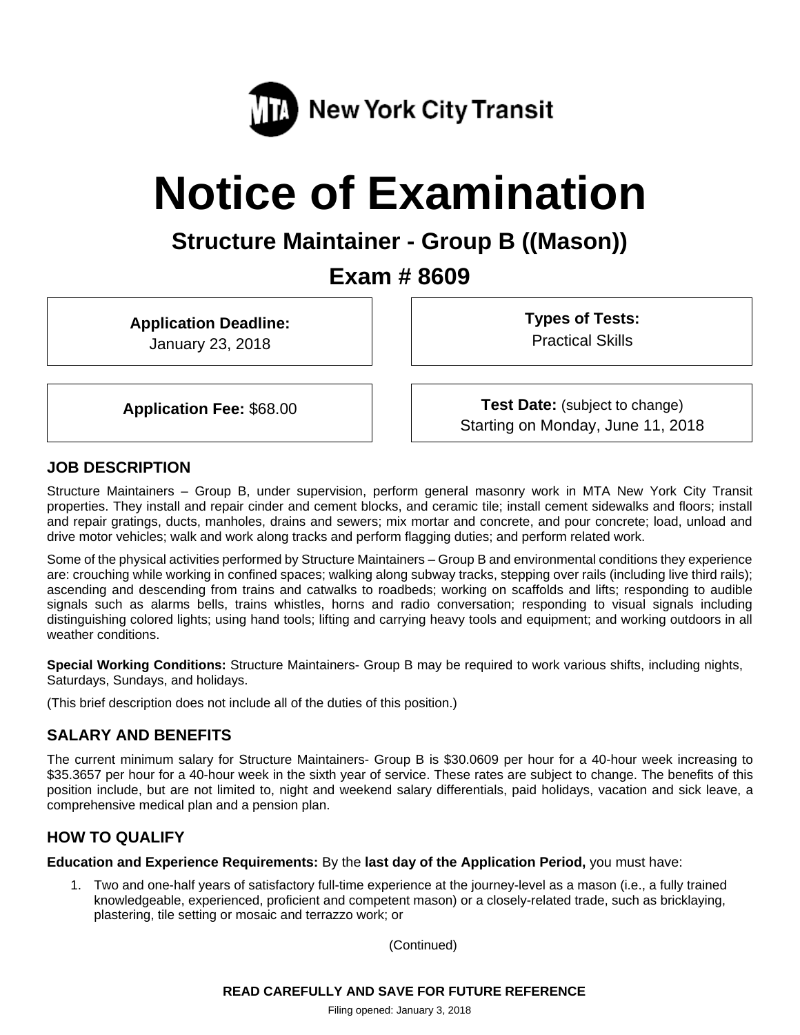New York City Transit

# Notice of Examination

## Structure Maintainer - Group B ((Mason))

## Exam # 8609

**Application Deadline:**
January 23, 2018

**Types of Tests:**
Practical Skills

**Application Fee:** $68.00

**Test Date:** (subject to change)
Starting on Monday, June 11, 2018

### JOB DESCRIPTION

Structure Maintainers – Group B, under supervision, perform general masonry work in MTA New York City Transit properties. They install and repair cinder and cement blocks, and ceramic tile; install cement sidewalks and floors; install and repair gratings, ducts, manholes, drains and sewers; mix mortar and concrete, and pour concrete; load, unload and drive motor vehicles; walk and work along tracks and perform flagging duties; and perform related work.

Some of the physical activities performed by Structure Maintainers – Group B and environmental conditions they experience are: crouching while working in confined spaces; walking along subway tracks, stepping over rails (including live third rails); ascending and descending from trains and catwalks to roadbeds; working on scaffolds and lifts; responding to audible signals such as alarms bells, trains whistles, horns and radio conversation; responding to visual signals including distinguishing colored lights; using hand tools; lifting and carrying heavy tools and equipment; and working outdoors in all weather conditions.

**Special Working Conditions:** Structure Maintainers- Group B may be required to work various shifts, including nights, Saturdays, Sundays, and holidays.

(This brief description does not include all of the duties of this position.)

### SALARY AND BENEFITS

The current minimum salary for Structure Maintainers- Group B is $30.0609 per hour for a 40-hour week increasing to $35.3657 per hour for a 40-hour week in the sixth year of service. These rates are subject to change. The benefits of this position include, but are not limited to, night and weekend salary differentials, paid holidays, vacation and sick leave, a comprehensive medical plan and a pension plan.

### HOW TO QUALIFY

**Education and Experience Requirements:** By the **last day of the Application Period,** you must have:

1. Two and one-half years of satisfactory full-time experience at the journey-level as a mason (i.e., a fully trained knowledgeable, experienced, proficient and competent mason) or a closely-related trade, such as bricklaying, plastering, tile setting or mosaic and terrazzo work; or

(Continued)

**READ CAREFULLY AND SAVE FOR FUTURE REFERENCE**

Filing opened: January 3, 2018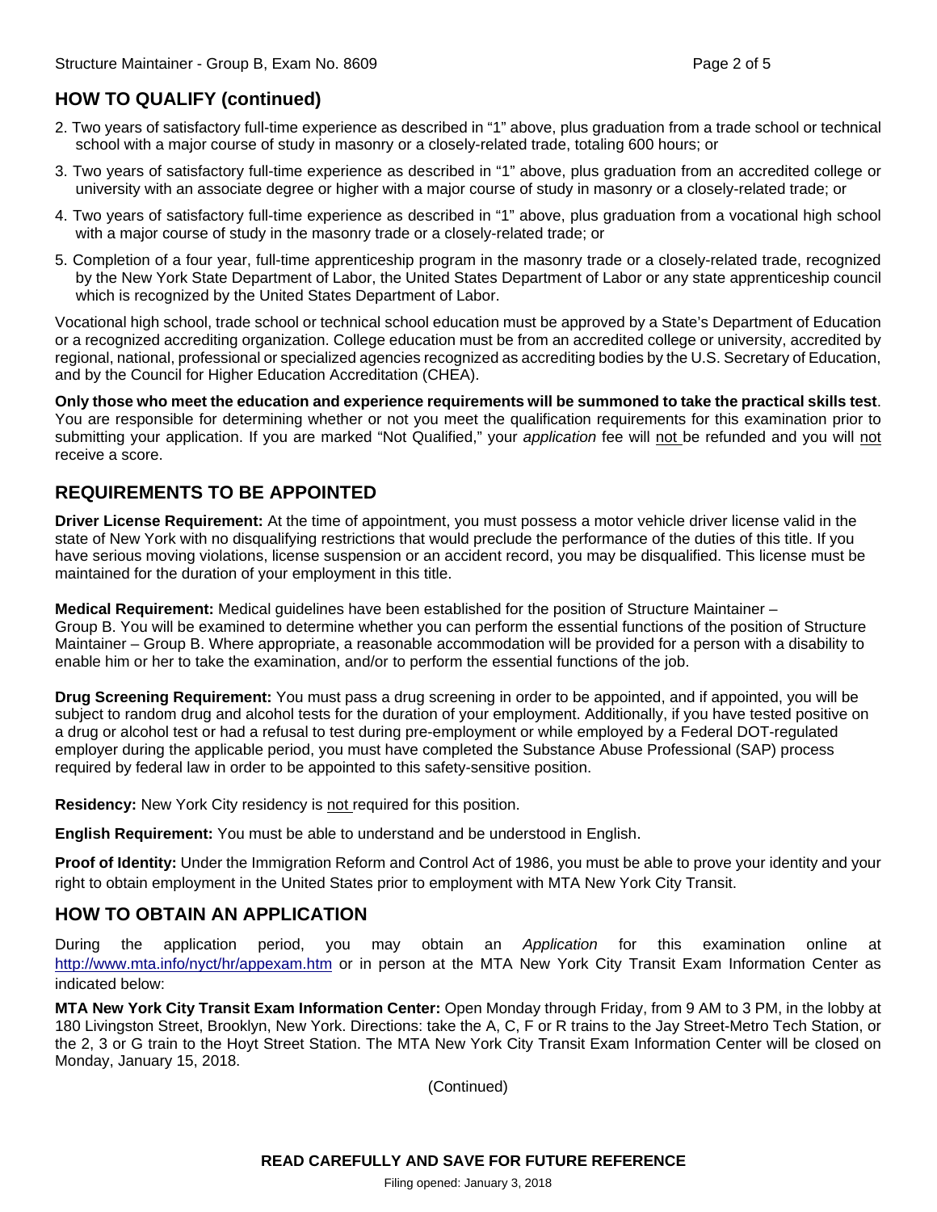## HOW TO QUALIFY (continued)

2. Two years of satisfactory full-time experience as described in "1" above, plus graduation from a trade school or technical school with a major course of study in masonry or a closely-related trade, totaling 600 hours; or
3. Two years of satisfactory full-time experience as described in "1" above, plus graduation from an accredited college or university with an associate degree or higher with a major course of study in masonry or a closely-related trade; or
4. Two years of satisfactory full-time experience as described in "1" above, plus graduation from a vocational high school with a major course of study in the masonry trade or a closely-related trade; or
5. Completion of a four year, full-time apprenticeship program in the masonry trade or a closely-related trade, recognized by the New York State Department of Labor, the United States Department of Labor or any state apprenticeship council which is recognized by the United States Department of Labor.

Vocational high school, trade school or technical school education must be approved by a State's Department of Education or a recognized accrediting organization. College education must be from an accredited college or university, accredited by regional, national, professional or specialized agencies recognized as accrediting bodies by the U.S. Secretary of Education, and by the Council for Higher Education Accreditation (CHEA).

**Only those who meet the education and experience requirements will be summoned to take the practical skills test**. You are responsible for determining whether or not you meet the qualification requirements for this examination prior to submitting your application. If you are marked "Not Qualified," your *application* fee will not be refunded and you will not receive a score.

## REQUIREMENTS TO BE APPOINTED

**Driver License Requirement:** At the time of appointment, you must possess a motor vehicle driver license valid in the state of New York with no disqualifying restrictions that would preclude the performance of the duties of this title. If you have serious moving violations, license suspension or an accident record, you may be disqualified. This license must be maintained for the duration of your employment in this title.

**Medical Requirement:** Medical guidelines have been established for the position of Structure Maintainer – Group B. You will be examined to determine whether you can perform the essential functions of the position of Structure Maintainer – Group B. Where appropriate, a reasonable accommodation will be provided for a person with a disability to enable him or her to take the examination, and/or to perform the essential functions of the job.

**Drug Screening Requirement:** You must pass a drug screening in order to be appointed, and if appointed, you will be subject to random drug and alcohol tests for the duration of your employment. Additionally, if you have tested positive on a drug or alcohol test or had a refusal to test during pre-employment or while employed by a Federal DOT-regulated employer during the applicable period, you must have completed the Substance Abuse Professional (SAP) process required by federal law in order to be appointed to this safety-sensitive position.

**Residency:** New York City residency is not required for this position.

**English Requirement:** You must be able to understand and be understood in English.

**Proof of Identity:** Under the Immigration Reform and Control Act of 1986, you must be able to prove your identity and your right to obtain employment in the United States prior to employment with MTA New York City Transit.

## HOW TO OBTAIN AN APPLICATION

During the application period, you may obtain an *Application* for this examination online at http://www.mta.info/nyct/hr/appexam.htm or in person at the MTA New York City Transit Exam Information Center as indicated below:

**MTA New York City Transit Exam Information Center:** Open Monday through Friday, from 9 AM to 3 PM, in the lobby at 180 Livingston Street, Brooklyn, New York. Directions: take the A, C, F or R trains to the Jay Street-Metro Tech Station, or the 2, 3 or G train to the Hoyt Street Station. The MTA New York City Transit Exam Information Center will be closed on Monday, January 15, 2018.

(Continued)

**READ CAREFULLY AND SAVE FOR FUTURE REFERENCE**

Filing opened: January 3, 2018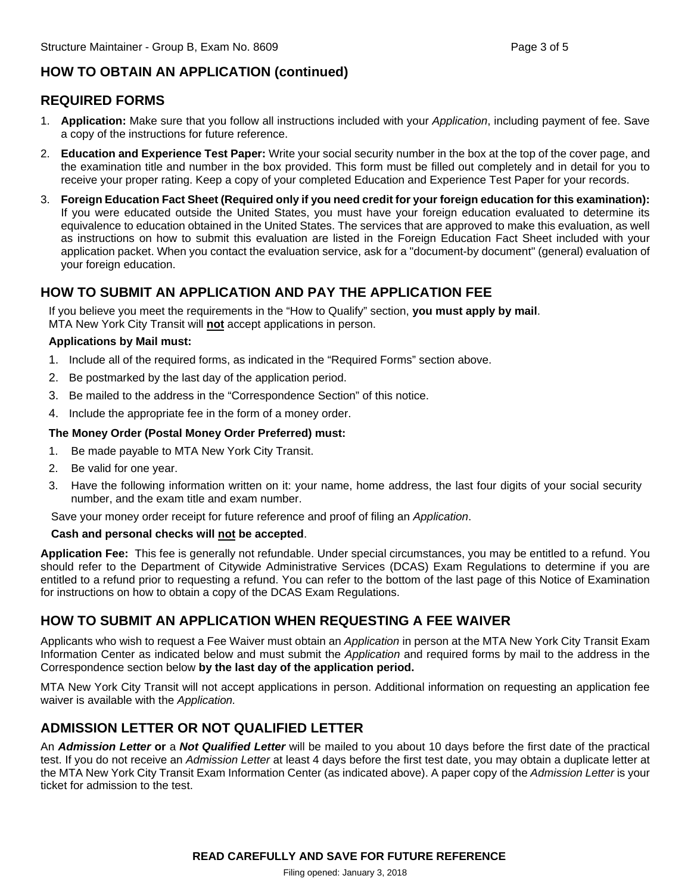## HOW TO OBTAIN AN APPLICATION (continued)

## REQUIRED FORMS

1. **Application:** Make sure that you follow all instructions included with your *Application*, including payment of fee. Save a copy of the instructions for future reference.
2. **Education and Experience Test Paper:** Write your social security number in the box at the top of the cover page, and the examination title and number in the box provided. This form must be filled out completely and in detail for you to receive your proper rating. Keep a copy of your completed Education and Experience Test Paper for your records.
3. **Foreign Education Fact Sheet (Required only if you need credit for your foreign education for this examination):** If you were educated outside the United States, you must have your foreign education evaluated to determine its equivalence to education obtained in the United States. The services that are approved to make this evaluation, as well as instructions on how to submit this evaluation are listed in the Foreign Education Fact Sheet included with your application packet. When you contact the evaluation service, ask for a "document-by document" (general) evaluation of your foreign education.

## HOW TO SUBMIT AN APPLICATION AND PAY THE APPLICATION FEE

If you believe you meet the requirements in the "How to Qualify" section, **you must apply by mail**. MTA New York City Transit will **not** accept applications in person.

**Applications by Mail must:**

1. Include all of the required forms, as indicated in the "Required Forms" section above.
2. Be postmarked by the last day of the application period.
3. Be mailed to the address in the "Correspondence Section" of this notice.
4. Include the appropriate fee in the form of a money order.

**The Money Order (Postal Money Order Preferred) must:**

1. Be made payable to MTA New York City Transit.
2. Be valid for one year.
3. Have the following information written on it: your name, home address, the last four digits of your social security number, and the exam title and exam number.

Save your money order receipt for future reference and proof of filing an *Application*.

**Cash and personal checks will not be accepted**.

**Application Fee:** This fee is generally not refundable. Under special circumstances, you may be entitled to a refund. You should refer to the Department of Citywide Administrative Services (DCAS) Exam Regulations to determine if you are entitled to a refund prior to requesting a refund. You can refer to the bottom of the last page of this Notice of Examination for instructions on how to obtain a copy of the DCAS Exam Regulations.

## HOW TO SUBMIT AN APPLICATION WHEN REQUESTING A FEE WAIVER

Applicants who wish to request a Fee Waiver must obtain an *Application* in person at the MTA New York City Transit Exam Information Center as indicated below and must submit the *Application* and required forms by mail to the address in the Correspondence section below **by the last day of the application period.**

MTA New York City Transit will not accept applications in person. Additional information on requesting an application fee waiver is available with the *Application.*

## ADMISSION LETTER OR NOT QUALIFIED LETTER

An ***Admission Letter*** **or** a ***Not Qualified Letter*** will be mailed to you about 10 days before the first date of the practical test. If you do not receive an *Admission Letter* at least 4 days before the first test date, you may obtain a duplicate letter at the MTA New York City Transit Exam Information Center (as indicated above). A paper copy of the *Admission Letter* is your ticket for admission to the test.

**READ CAREFULLY AND SAVE FOR FUTURE REFERENCE**

Filing opened: January 3, 2018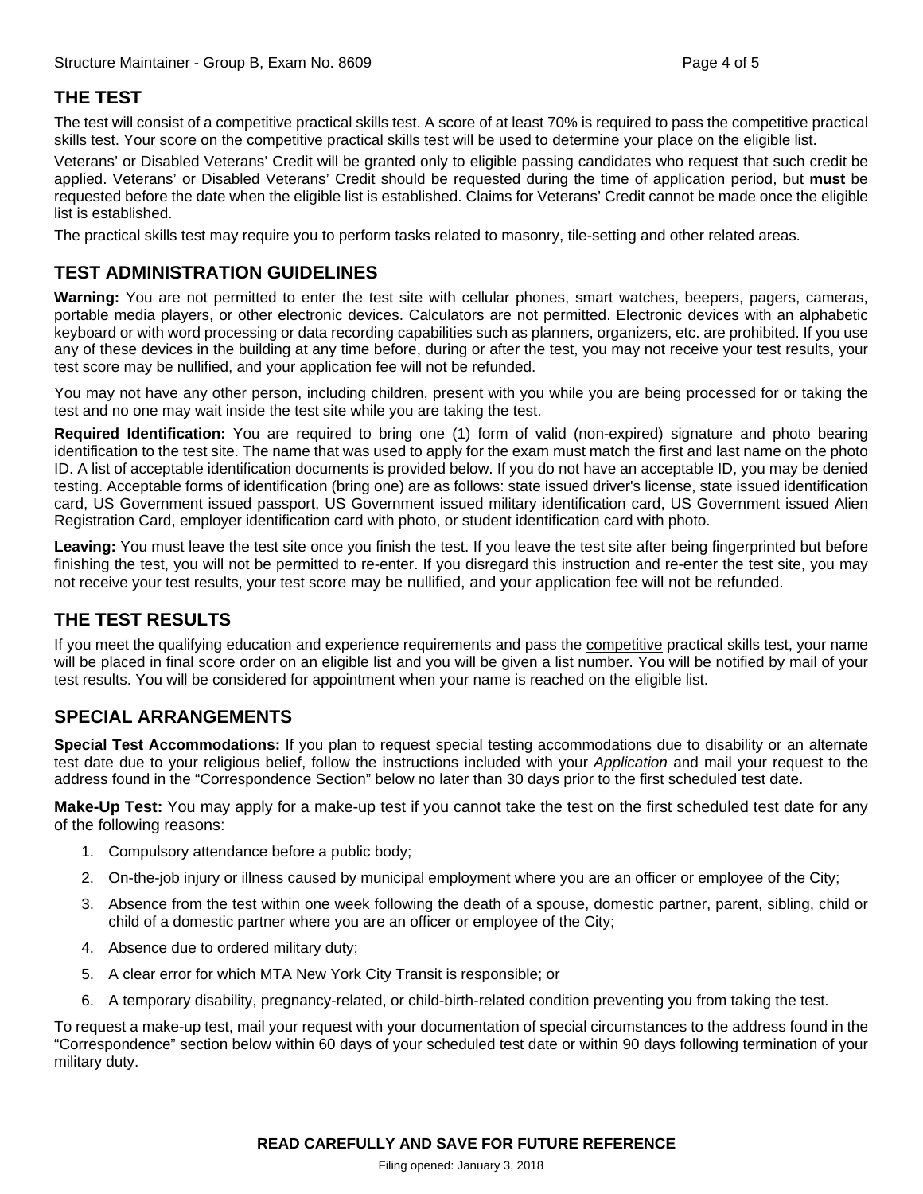## THE TEST

The test will consist of a competitive practical skills test. A score of at least 70% is required to pass the competitive practical skills test. Your score on the competitive practical skills test will be used to determine your place on the eligible list.

Veterans' or Disabled Veterans' Credit will be granted only to eligible passing candidates who request that such credit be applied. Veterans' or Disabled Veterans' Credit should be requested during the time of application period, but **must** be requested before the date when the eligible list is established. Claims for Veterans' Credit cannot be made once the eligible list is established.

The practical skills test may require you to perform tasks related to masonry, tile-setting and other related areas.

## TEST ADMINISTRATION GUIDELINES

**Warning:** You are not permitted to enter the test site with cellular phones, smart watches, beepers, pagers, cameras, portable media players, or other electronic devices. Calculators are not permitted. Electronic devices with an alphabetic keyboard or with word processing or data recording capabilities such as planners, organizers, etc. are prohibited. If you use any of these devices in the building at any time before, during or after the test, you may not receive your test results, your test score may be nullified, and your application fee will not be refunded.

You may not have any other person, including children, present with you while you are being processed for or taking the test and no one may wait inside the test site while you are taking the test.

**Required Identification:** You are required to bring one (1) form of valid (non-expired) signature and photo bearing identification to the test site. The name that was used to apply for the exam must match the first and last name on the photo ID. A list of acceptable identification documents is provided below. If you do not have an acceptable ID, you may be denied testing. Acceptable forms of identification (bring one) are as follows: state issued driver's license, state issued identification card, US Government issued passport, US Government issued military identification card, US Government issued Alien Registration Card, employer identification card with photo, or student identification card with photo.

**Leaving:** You must leave the test site once you finish the test. If you leave the test site after being fingerprinted but before finishing the test, you will not be permitted to re-enter. If you disregard this instruction and re-enter the test site, you may not receive your test results, your test score may be nullified, and your application fee will not be refunded.

## THE TEST RESULTS

If you meet the qualifying education and experience requirements and pass the competitive practical skills test, your name will be placed in final score order on an eligible list and you will be given a list number. You will be notified by mail of your test results. You will be considered for appointment when your name is reached on the eligible list.

## SPECIAL ARRANGEMENTS

**Special Test Accommodations:** If you plan to request special testing accommodations due to disability or an alternate test date due to your religious belief, follow the instructions included with your *Application* and mail your request to the address found in the "Correspondence Section" below no later than 30 days prior to the first scheduled test date.

**Make-Up Test:** You may apply for a make-up test if you cannot take the test on the first scheduled test date for any of the following reasons:

1. Compulsory attendance before a public body;
2. On-the-job injury or illness caused by municipal employment where you are an officer or employee of the City;
3. Absence from the test within one week following the death of a spouse, domestic partner, parent, sibling, child or child of a domestic partner where you are an officer or employee of the City;
4. Absence due to ordered military duty;
5. A clear error for which MTA New York City Transit is responsible; or
6. A temporary disability, pregnancy-related, or child-birth-related condition preventing you from taking the test.

To request a make-up test, mail your request with your documentation of special circumstances to the address found in the "Correspondence" section below within 60 days of your scheduled test date or within 90 days following termination of your military duty.

**READ CAREFULLY AND SAVE FOR FUTURE REFERENCE**

Filing opened: January 3, 2018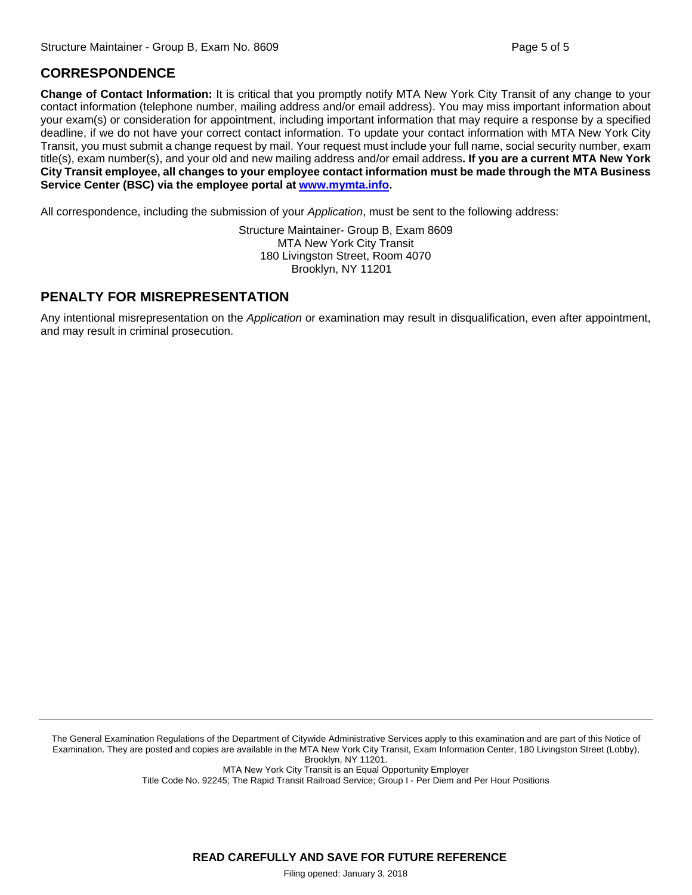## CORRESPONDENCE

**Change of Contact Information:** It is critical that you promptly notify MTA New York City Transit of any change to your contact information (telephone number, mailing address and/or email address). You may miss important information about your exam(s) or consideration for appointment, including important information that may require a response by a specified deadline, if we do not have your correct contact information. To update your contact information with MTA New York City Transit, you must submit a change request by mail. Your request must include your full name, social security number, exam title(s), exam number(s), and your old and new mailing address and/or email address**. If you are a current MTA New York City Transit employee, all changes to your employee contact information must be made through the MTA Business Service Center (BSC) via the employee portal at [www.mymta.info](http://www.mymta.info).**

All correspondence, including the submission of your *Application*, must be sent to the following address:

Structure Maintainer- Group B, Exam 8609
MTA New York City Transit
180 Livingston Street, Room 4070
Brooklyn, NY 11201

## PENALTY FOR MISREPRESENTATION

Any intentional misrepresentation on the *Application* or examination may result in disqualification, even after appointment, and may result in criminal prosecution.

---

The General Examination Regulations of the Department of Citywide Administrative Services apply to this examination and are part of this Notice of Examination. They are posted and copies are available in the MTA New York City Transit, Exam Information Center, 180 Livingston Street (Lobby), Brooklyn, NY 11201.
MTA New York City Transit is an Equal Opportunity Employer
Title Code No. 92245; The Rapid Transit Railroad Service; Group I - Per Diem and Per Hour Positions

**READ CAREFULLY AND SAVE FOR FUTURE REFERENCE**

Filing opened: January 3, 2018